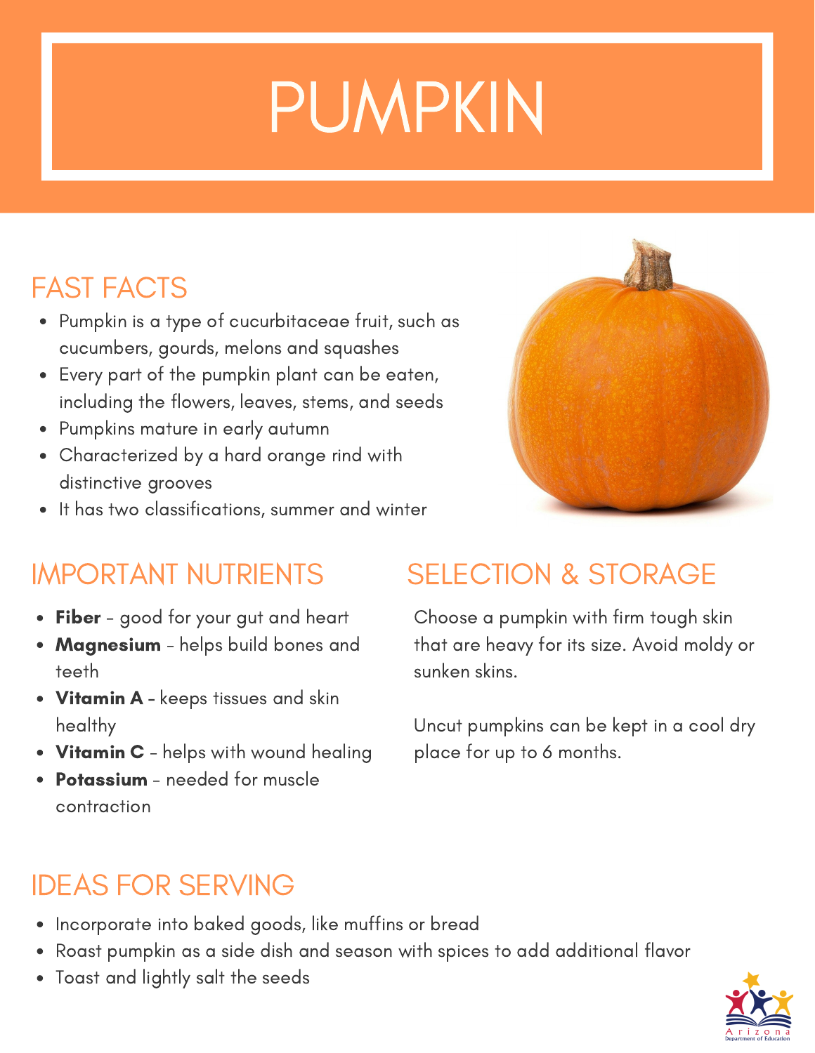# PUMPKIN

## FAST FACTS

- Pumpkin is a type of cucurbitaceae fruit, such as cucumbers, gourds, melons and squashes
- Every part of the pumpkin plant can be eaten, including the flowers, leaves, stems, and seeds
- Pumpkins mature in early autumn
- Characterized by a hard orange rind with distinctive grooves
- It has two classifications, summer and winter

## IMPORTANT NUTRIENTS

- **Fiber** - good for your gut and heart
- **Magnesium** - helps build bones and teeth
- **Vitamin A** - keeps tissues and skin healthy
- **Vitamin C** - helps with wound healing
- **Potassium** - needed for muscle contraction

## SELECTION & STORAGE

Choose a pumpkin with firm tough skin that are heavy for its size. Avoid moldy or sunken skins.

Uncut pumpkins can be kept in a cool dry place for up to 6 months.

## IDEAS FOR SERVING

- Incorporate into baked goods, like muffins or bread
- Roast pumpkin as a side dish and season with spices to add additional flavor
- Toast and lightly salt the seeds

Arizona Department of Education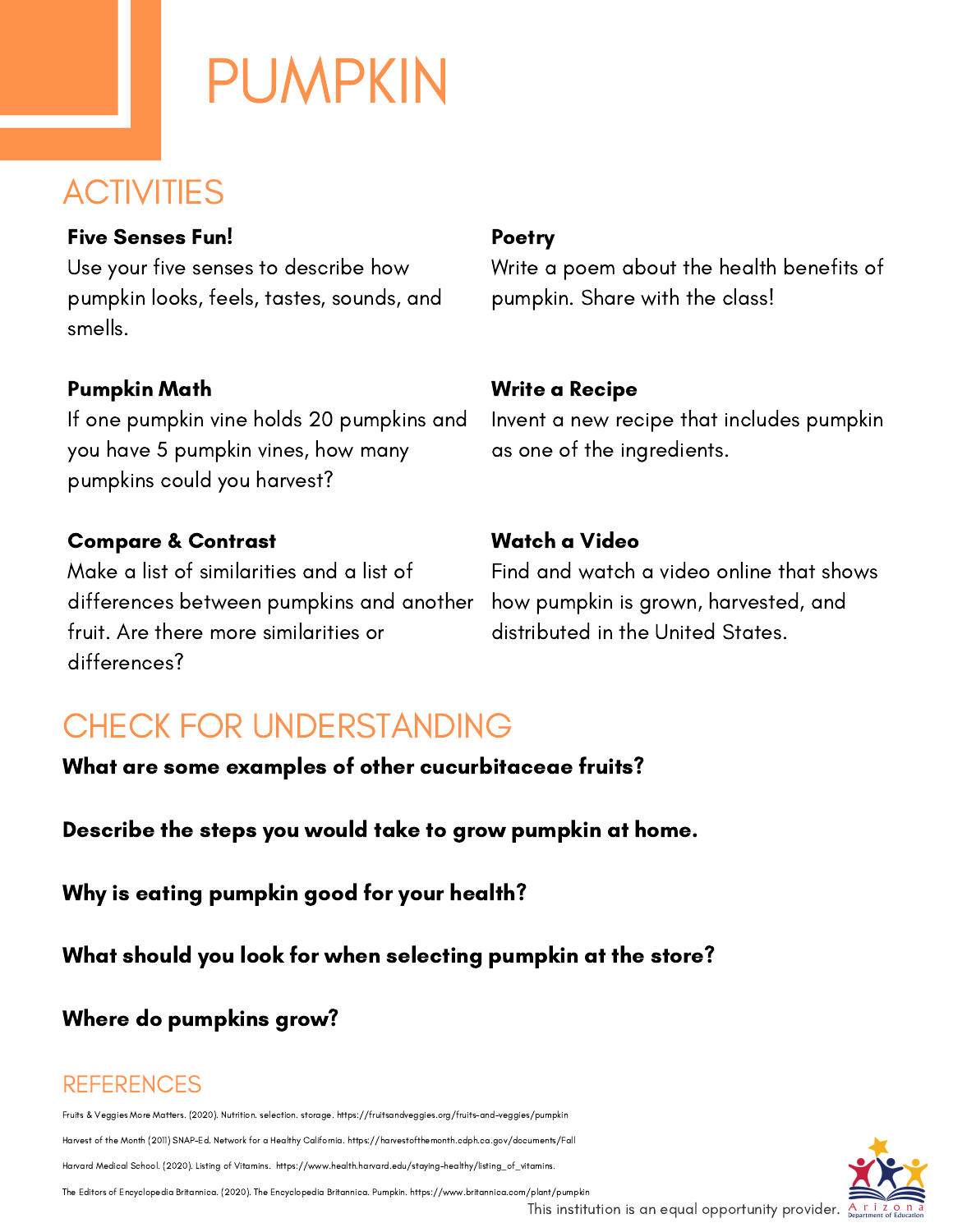# PUMPKIN

## ACTIVITIES

**Five Senses Fun!**
Use your five senses to describe how pumpkin looks, feels, tastes, sounds, and smells.

**Pumpkin Math**
If one pumpkin vine holds 20 pumpkins and you have 5 pumpkin vines, how many pumpkins could you harvest?

**Compare & Contrast**
Make a list of similarities and a list of differences between pumpkins and another fruit. Are there more similarities or differences?

**Poetry**
Write a poem about the health benefits of pumpkin. Share with the class!

**Write a Recipe**
Invent a new recipe that includes pumpkin as one of the ingredients.

**Watch a Video**
Find and watch a video online that shows how pumpkin is grown, harvested, and distributed in the United States.

## CHECK FOR UNDERSTANDING

**What are some examples of other cucurbitaceae fruits?**

**Describe the steps you would take to grow pumpkin at home.**

**Why is eating pumpkin good for your health?**

**What should you look for when selecting pumpkin at the store?**

**Where do pumpkins grow?**

## REFERENCES

Fruits & Veggies More Matters. (2020). Nutrition. selection. storage. https://fruitsandveggies.org/fruits-and-veggies/pumpkin

Harvest of the Month (2011) SNAP-Ed. Network for a Healthy California. https://harvestofthemonth.cdph.ca.gov/documents/Fall

Harvard Medical School. (2020). Listing of Vitamins. https://www.health.harvard.edu/staying-healthy/listing_of_vitamins.

The Editors of Encyclopedia Britannica. (2020). The Encyclopedia Britannica. Pumpkin. https://www.britannica.com/plant/pumpkin

This institution is an equal opportunity provider.

Arizona Department of Education